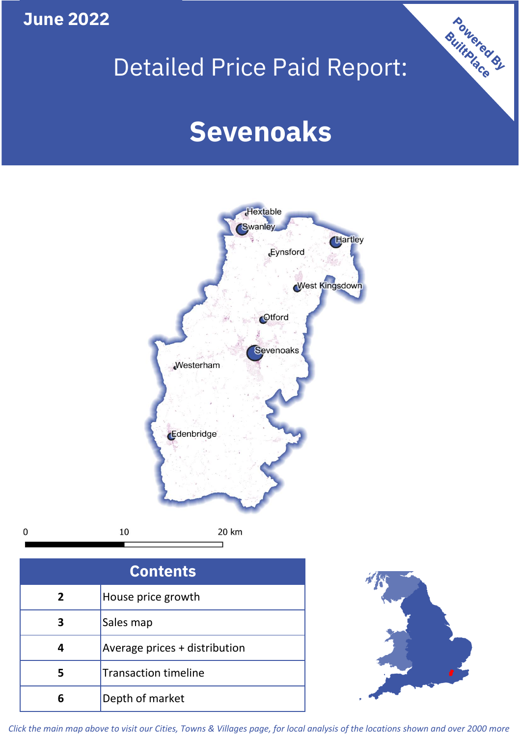June 2022

Powered By BuiltPlace

# Detailed Price Paid Report:

# Sevenoaks

Hextable
Swanley
Hartley
Eynsford
West Kingsdown
Otford
Sevenoaks
Westerham
Edenbridge

0 10 20 km

| Contents | |
|---|---|
| 2 | House price growth |
| 3 | Sales map |
| 4 | Average prices + distribution |
| 5 | Transaction timeline |
| 6 | Depth of market |

*Click the main map above to visit our Cities, Towns & Villages page, for local analysis of the locations shown and over 2000 more*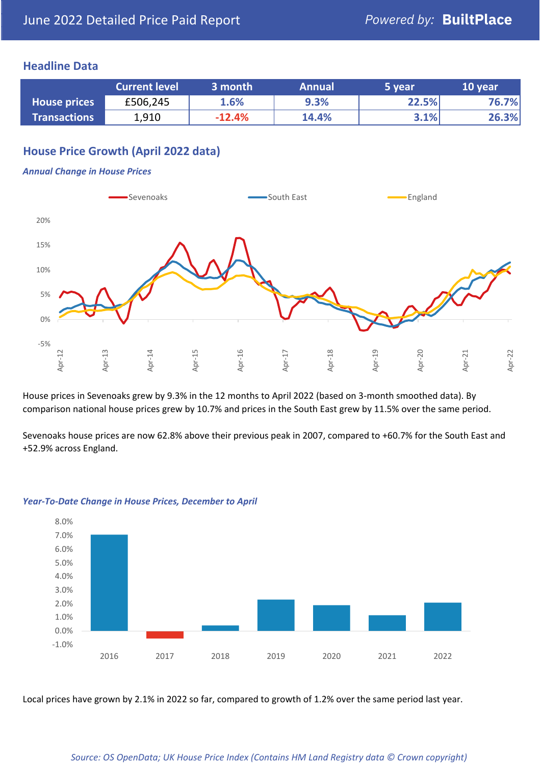June 2022 Detailed Price Paid Report

Powered by: **BuiltPlace**

## Headline Data

| | Current level | 3 month | Annual | 5 year | 10 year |
|---|---|---|---|---|---|
| **House prices** | £506,245 | 1.6% | 9.3% | 22.5% | 76.7% |
| **Transactions** | 1,910 | -12.4% | 14.4% | 3.1% | 26.3% |

## House Price Growth (April 2022 data)

*Annual Change in House Prices*

House prices in Sevenoaks grew by 9.3% in the 12 months to April 2022 (based on 3-month smoothed data). By comparison national house prices grew by 10.7% and prices in the South East grew by 11.5% over the same period.

Sevenoaks house prices are now 62.8% above their previous peak in 2007, compared to +60.7% for the South East and +52.9% across England.

*Year-To-Date Change in House Prices, December to April*

Local prices have grown by 2.1% in 2022 so far, compared to growth of 1.2% over the same period last year.

*Source: OS OpenData; UK House Price Index (Contains HM Land Registry data © Crown copyright)*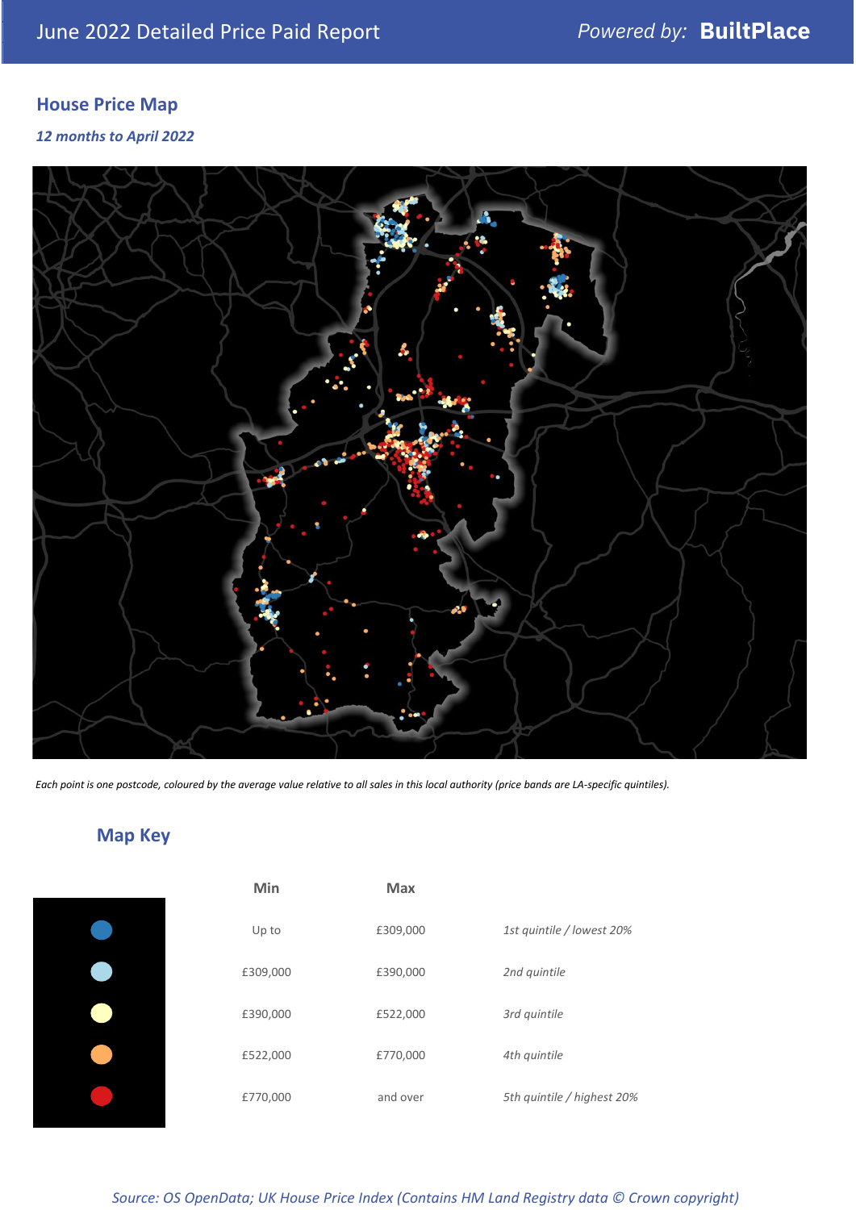June 2022 Detailed Price Paid Report

*Powered by:* **BuiltPlace**

## House Price Map

***12 months to April 2022***

*Each point is one postcode, coloured by the average value relative to all sales in this local authority (price bands are LA-specific quintiles).*

## Map Key

| | Min | Max | |
|---|---|---|---|
| | Up to | £309,000 | *1st quintile / lowest 20%* |
| | £309,000 | £390,000 | *2nd quintile* |
| | £390,000 | £522,000 | *3rd quintile* |
| | £522,000 | £770,000 | *4th quintile* |
| | £770,000 | and over | *5th quintile / highest 20%* |

*Source: OS OpenData; UK House Price Index (Contains HM Land Registry data © Crown copyright)*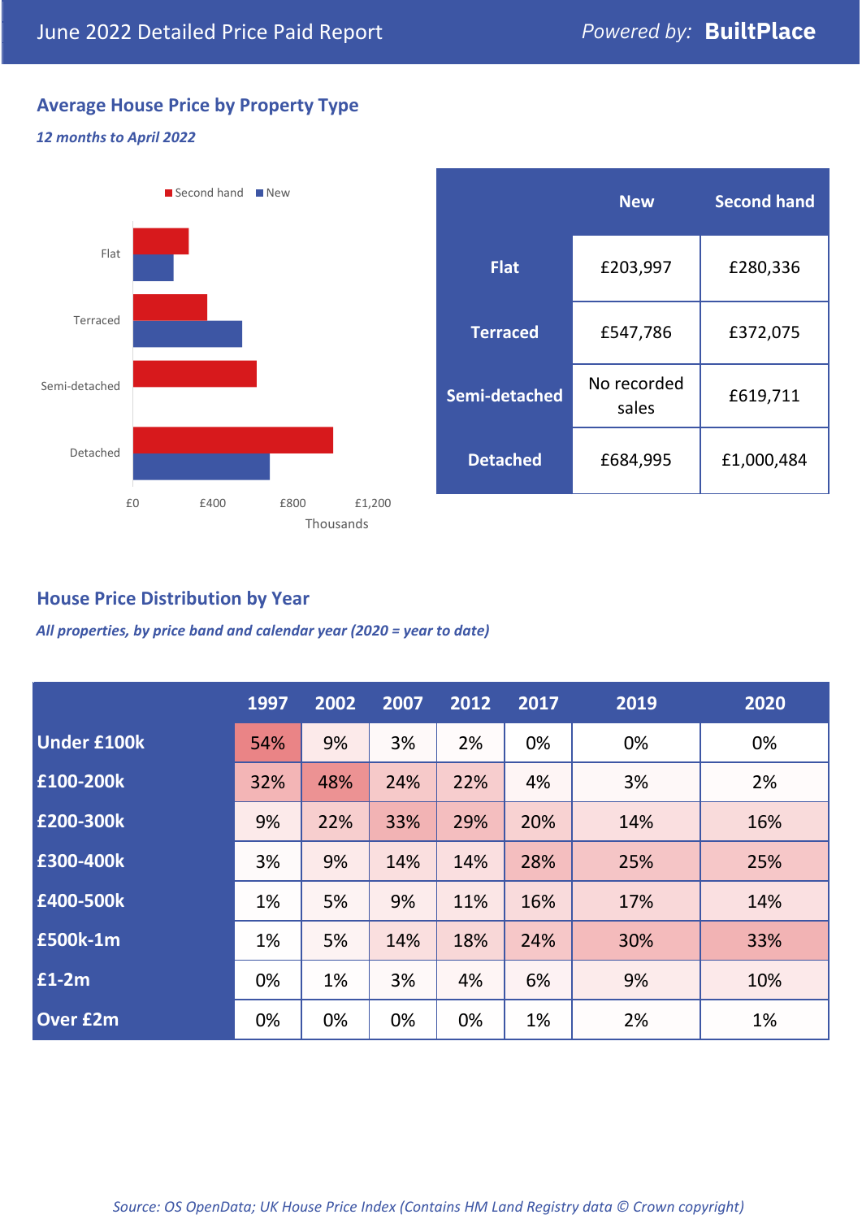June 2022 Detailed Price Paid Report

*Powered by:* **BuiltPlace**

## Average House Price by Property Type

***12 months to April 2022***

Second hand ■ New ■

Flat

Terraced

Semi-detached

Detached

£0 £400 £800 £1,200

Thousands

| | New | Second hand |
|---|---|---|
| **Flat** | £203,997 | £280,336 |
| **Terraced** | £547,786 | £372,075 |
| **Semi-detached** | No recorded sales | £619,711 |
| **Detached** | £684,995 | £1,000,484 |

## House Price Distribution by Year

***All properties, by price band and calendar year (2020 = year to date)***

| | 1997 | 2002 | 2007 | 2012 | 2017 | 2019 | 2020 |
|---|---|---|---|---|---|---|---|
| **Under £100k** | 54% | 9% | 3% | 2% | 0% | 0% | 0% |
| **£100-200k** | 32% | 48% | 24% | 22% | 4% | 3% | 2% |
| **£200-300k** | 9% | 22% | 33% | 29% | 20% | 14% | 16% |
| **£300-400k** | 3% | 9% | 14% | 14% | 28% | 25% | 25% |
| **£400-500k** | 1% | 5% | 9% | 11% | 16% | 17% | 14% |
| **£500k-1m** | 1% | 5% | 14% | 18% | 24% | 30% | 33% |
| **£1-2m** | 0% | 1% | 3% | 4% | 6% | 9% | 10% |
| **Over £2m** | 0% | 0% | 0% | 0% | 1% | 2% | 1% |

*Source: OS OpenData; UK House Price Index (Contains HM Land Registry data © Crown copyright)*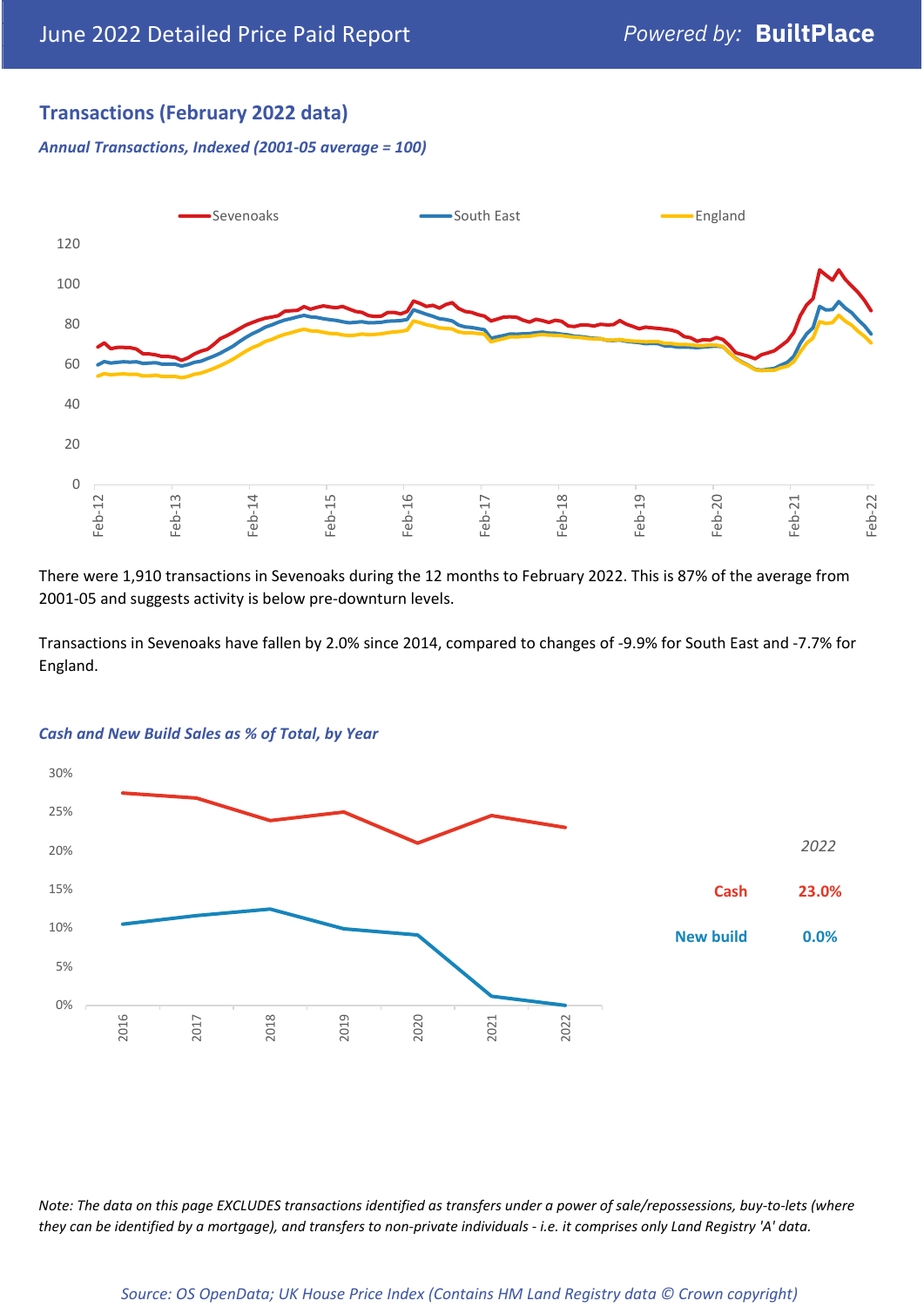## Transactions (February 2022 data)

***Annual Transactions, Indexed (2001-05 average = 100)***

There were 1,910 transactions in Sevenoaks during the 12 months to February 2022. This is 87% of the average from 2001-05 and suggests activity is below pre-downturn levels.

Transactions in Sevenoaks have fallen by 2.0% since 2014, compared to changes of -9.9% for South East and -7.7% for England.

***Cash and New Build Sales as % of Total, by Year***

| 2022 | |
|---|---|
| Cash | 23.0% |
| New build | 0.0% |

*Note: The data on this page EXCLUDES transactions identified as transfers under a power of sale/repossessions, buy-to-lets (where they can be identified by a mortgage), and transfers to non-private individuals - i.e. it comprises only Land Registry 'A' data.*

*Source: OS OpenData; UK House Price Index (Contains HM Land Registry data © Crown copyright)*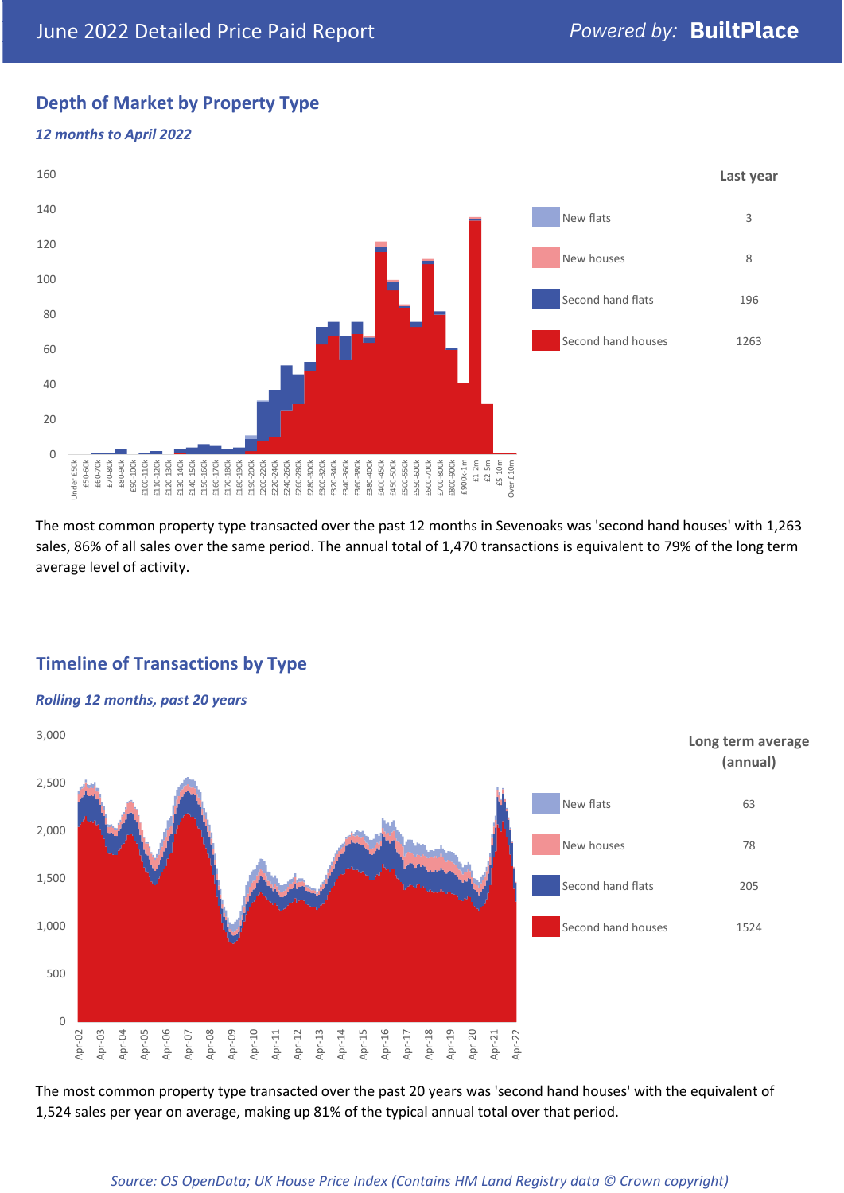June 2022 Detailed Price Paid Report

*Powered by:* **BuiltPlace**

## Depth of Market by Property Type

***12 months to April 2022***

160
140
120
100
80
60
40
20
0

Under £50k, £50-60k, £60-70k, £70-80k, £80-90k, £90-100k, £100-110k, £110-120k, £120-130k, £130-140k, £140-150k, £150-160k, £160-170k, £170-180k, £180-190k, £190-200k, £200-220k, £220-240k, £240-260k, £260-280k, £280-300k, £300-320k, £320-340k, £340-360k, £360-380k, £380-400k, £400-450k, £450-500k, £500-550k, £550-600k, £600-700k, £700-800k, £800-900k, £900k-1m, £1-2m, £2-5m, £5-10m, Over £10m

**Last year**

New flats 3
New houses 8
Second hand flats 196
Second hand houses 1263

The most common property type transacted over the past 12 months in Sevenoaks was 'second hand houses' with 1,263 sales, 86% of all sales over the same period. The annual total of 1,470 transactions is equivalent to 79% of the long term average level of activity.

## Timeline of Transactions by Type

***Rolling 12 months, past 20 years***

3,000
2,500
2,000
1,500
1,000
500
0

Apr-02, Apr-03, Apr-04, Apr-05, Apr-06, Apr-07, Apr-08, Apr-09, Apr-10, Apr-11, Apr-12, Apr-13, Apr-14, Apr-15, Apr-16, Apr-17, Apr-18, Apr-19, Apr-20, Apr-21, Apr-22

**Long term average (annual)**

New flats 63
New houses 78
Second hand flats 205
Second hand houses 1524

The most common property type transacted over the past 20 years was 'second hand houses' with the equivalent of 1,524 sales per year on average, making up 81% of the typical annual total over that period.

*Source: OS OpenData; UK House Price Index (Contains HM Land Registry data © Crown copyright)*